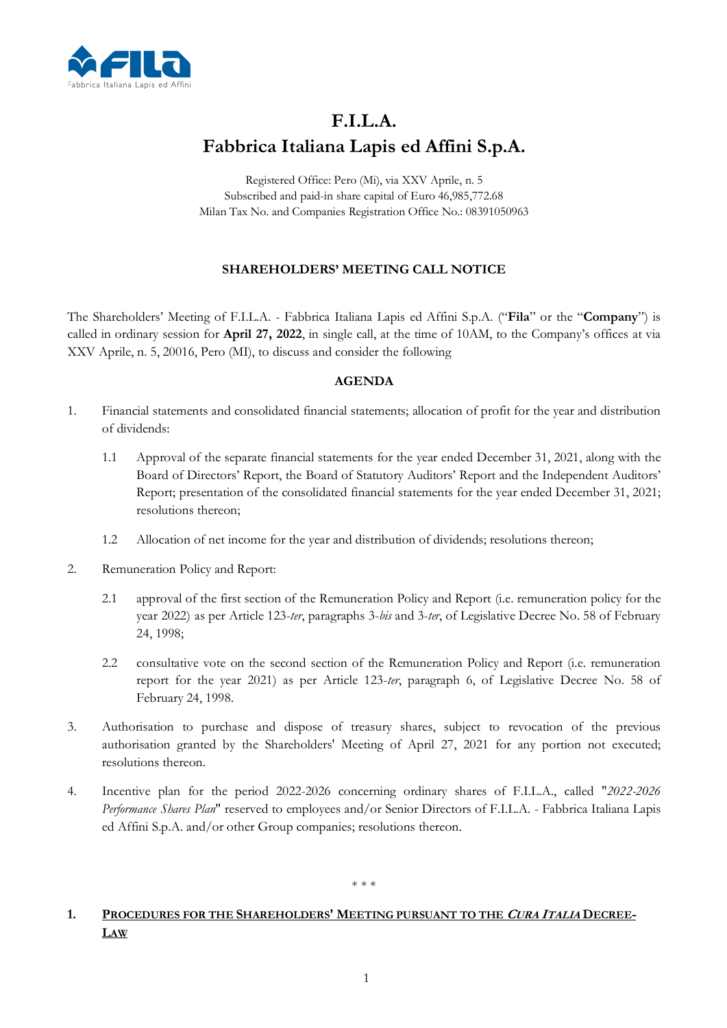# F.I.L.A.
# Fabbrica Italiana Lapis ed Affini S.p.A.

Registered Office: Pero (Mi), via XXV Aprile, n. 5
Subscribed and paid-in share capital of Euro 46,985,772.68
Milan Tax No. and Companies Registration Office No.: 08391050963

**SHAREHOLDERS' MEETING CALL NOTICE**

The Shareholders' Meeting of F.I.L.A. - Fabbrica Italiana Lapis ed Affini S.p.A. ("**Fila**" or the "**Company**") is called in ordinary session for **April 27, 2022**, in single call, at the time of 10AM, to the Company's offices at via XXV Aprile, n. 5, 20016, Pero (MI), to discuss and consider the following

**AGENDA**

1. Financial statements and consolidated financial statements; allocation of profit for the year and distribution of dividends:

   1.1 Approval of the separate financial statements for the year ended December 31, 2021, along with the Board of Directors' Report, the Board of Statutory Auditors' Report and the Independent Auditors' Report; presentation of the consolidated financial statements for the year ended December 31, 2021; resolutions thereon;

   1.2 Allocation of net income for the year and distribution of dividends; resolutions thereon;

2. Remuneration Policy and Report:

   2.1 approval of the first section of the Remuneration Policy and Report (i.e. remuneration policy for the year 2022) as per Article 123-*ter*, paragraphs 3-*bis* and 3-*ter*, of Legislative Decree No. 58 of February 24, 1998;

   2.2 consultative vote on the second section of the Remuneration Policy and Report (i.e. remuneration report for the year 2021) as per Article 123-*ter*, paragraph 6, of Legislative Decree No. 58 of February 24, 1998.

3. Authorisation to purchase and dispose of treasury shares, subject to revocation of the previous authorisation granted by the Shareholders' Meeting of April 27, 2021 for any portion not executed; resolutions thereon.

4. Incentive plan for the period 2022-2026 concerning ordinary shares of F.I.L.A., called "*2022-2026 Performance Shares Plan*" reserved to employees and/or Senior Directors of F.I.L.A. - Fabbrica Italiana Lapis ed Affini S.p.A. and/or other Group companies; resolutions thereon.

\* \* \*

## 1. PROCEDURES FOR THE SHAREHOLDERS' MEETING PURSUANT TO THE *CURA ITALIA* DECREE-LAW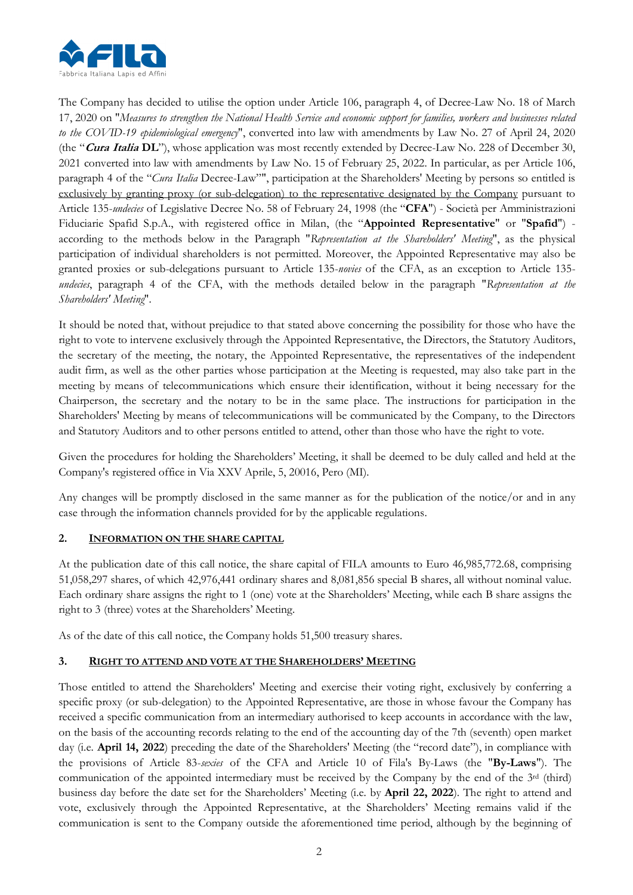The Company has decided to utilise the option under Article 106, paragraph 4, of Decree-Law No. 18 of March 17, 2020 on "*Measures to strengthen the National Health Service and economic support for families, workers and businesses related to the COVID-19 epidemiological emergency*", converted into law with amendments by Law No. 27 of April 24, 2020 (the "***Cura Italia* DL**"), whose application was most recently extended by Decree-Law No. 228 of December 30, 2021 converted into law with amendments by Law No. 15 of February 25, 2022. In particular, as per Article 106, paragraph 4 of the "*Cura Italia* Decree-Law"", participation at the Shareholders' Meeting by persons so entitled is exclusively by granting proxy (or sub-delegation) to the representative designated by the Company pursuant to Article 135-*undecies* of Legislative Decree No. 58 of February 24, 1998 (the "**CFA**") - Società per Amministrazioni Fiduciarie Spafid S.p.A., with registered office in Milan, (the "**Appointed Representative**" or "**Spafid**") - according to the methods below in the Paragraph "*Representation at the Shareholders' Meeting*", as the physical participation of individual shareholders is not permitted. Moreover, the Appointed Representative may also be granted proxies or sub-delegations pursuant to Article 135-*novies* of the CFA, as an exception to Article 135-*undecies*, paragraph 4 of the CFA, with the methods detailed below in the paragraph "*Representation at the Shareholders' Meeting*".

It should be noted that, without prejudice to that stated above concerning the possibility for those who have the right to vote to intervene exclusively through the Appointed Representative, the Directors, the Statutory Auditors, the secretary of the meeting, the notary, the Appointed Representative, the representatives of the independent audit firm, as well as the other parties whose participation at the Meeting is requested, may also take part in the meeting by means of telecommunications which ensure their identification, without it being necessary for the Chairperson, the secretary and the notary to be in the same place. The instructions for participation in the Shareholders' Meeting by means of telecommunications will be communicated by the Company, to the Directors and Statutory Auditors and to other persons entitled to attend, other than those who have the right to vote.

Given the procedures for holding the Shareholders' Meeting, it shall be deemed to be duly called and held at the Company's registered office in Via XXV Aprile, 5, 20016, Pero (MI).

Any changes will be promptly disclosed in the same manner as for the publication of the notice/or and in any case through the information channels provided for by the applicable regulations.

## 2. INFORMATION ON THE SHARE CAPITAL

At the publication date of this call notice, the share capital of FILA amounts to Euro 46,985,772.68, comprising 51,058,297 shares, of which 42,976,441 ordinary shares and 8,081,856 special B shares, all without nominal value. Each ordinary share assigns the right to 1 (one) vote at the Shareholders' Meeting, while each B share assigns the right to 3 (three) votes at the Shareholders' Meeting.

As of the date of this call notice, the Company holds 51,500 treasury shares.

## 3. RIGHT TO ATTEND AND VOTE AT THE SHAREHOLDERS' MEETING

Those entitled to attend the Shareholders' Meeting and exercise their voting right, exclusively by conferring a specific proxy (or sub-delegation) to the Appointed Representative, are those in whose favour the Company has received a specific communication from an intermediary authorised to keep accounts in accordance with the law, on the basis of the accounting records relating to the end of the accounting day of the 7th (seventh) open market day (i.e. **April 14, 2022**) preceding the date of the Shareholders' Meeting (the "record date"), in compliance with the provisions of Article 83-*sexies* of the CFA and Article 10 of Fila's By-Laws (the "**By-Laws**"). The communication of the appointed intermediary must be received by the Company by the end of the 3rd (third) business day before the date set for the Shareholders' Meeting (i.e. by **April 22, 2022**). The right to attend and vote, exclusively through the Appointed Representative, at the Shareholders' Meeting remains valid if the communication is sent to the Company outside the aforementioned time period, although by the beginning of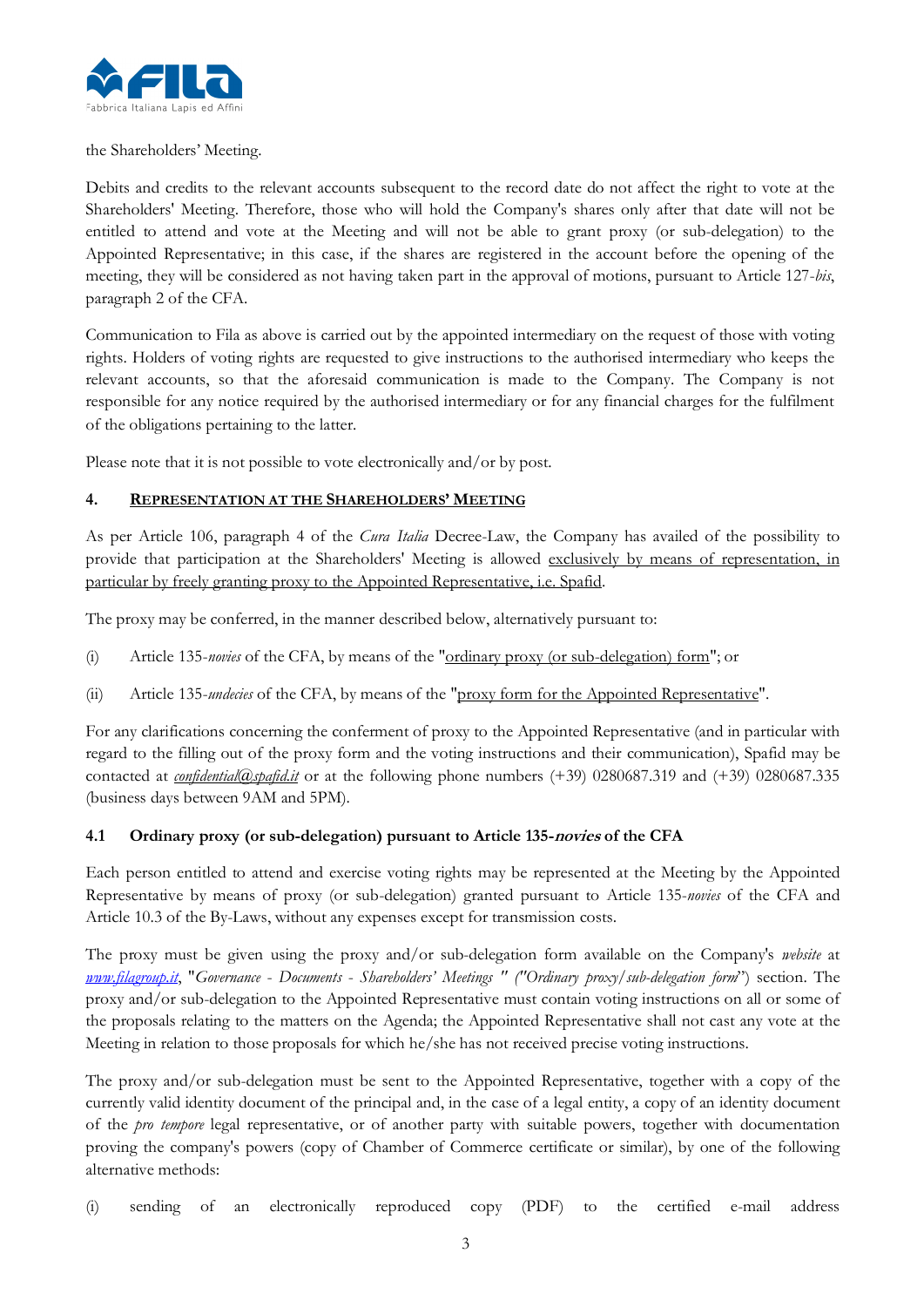the Shareholders' Meeting.

Debits and credits to the relevant accounts subsequent to the record date do not affect the right to vote at the Shareholders' Meeting. Therefore, those who will hold the Company's shares only after that date will not be entitled to attend and vote at the Meeting and will not be able to grant proxy (or sub-delegation) to the Appointed Representative; in this case, if the shares are registered in the account before the opening of the meeting, they will be considered as not having taken part in the approval of motions, pursuant to Article 127-*bis*, paragraph 2 of the CFA.

Communication to Fila as above is carried out by the appointed intermediary on the request of those with voting rights. Holders of voting rights are requested to give instructions to the authorised intermediary who keeps the relevant accounts, so that the aforesaid communication is made to the Company. The Company is not responsible for any notice required by the authorised intermediary or for any financial charges for the fulfilment of the obligations pertaining to the latter.

Please note that it is not possible to vote electronically and/or by post.

## 4. REPRESENTATION AT THE SHAREHOLDERS' MEETING

As per Article 106, paragraph 4 of the *Cura Italia* Decree-Law, the Company has availed of the possibility to provide that participation at the Shareholders' Meeting is allowed exclusively by means of representation, in particular by freely granting proxy to the Appointed Representative, i.e. Spafid.

The proxy may be conferred, in the manner described below, alternatively pursuant to:

(i) Article 135-*novies* of the CFA, by means of the "ordinary proxy (or sub-delegation) form"; or

(ii) Article 135-*undecies* of the CFA, by means of the "proxy form for the Appointed Representative".

For any clarifications concerning the conferment of proxy to the Appointed Representative (and in particular with regard to the filling out of the proxy form and the voting instructions and their communication), Spafid may be contacted at *confidential@spafid.it* or at the following phone numbers (+39) 0280687.319 and (+39) 0280687.335 (business days between 9AM and 5PM).

### 4.1 Ordinary proxy (or sub-delegation) pursuant to Article 135-*novies* of the CFA

Each person entitled to attend and exercise voting rights may be represented at the Meeting by the Appointed Representative by means of proxy (or sub-delegation) granted pursuant to Article 135-*novies* of the CFA and Article 10.3 of the By-Laws, without any expenses except for transmission costs.

The proxy must be given using the proxy and/or sub-delegation form available on the Company's *website* at *www.filagroup.it*, "*Governance - Documents - Shareholders' Meetings " ("Ordinary proxy/sub-delegation form*") section. The proxy and/or sub-delegation to the Appointed Representative must contain voting instructions on all or some of the proposals relating to the matters on the Agenda; the Appointed Representative shall not cast any vote at the Meeting in relation to those proposals for which he/she has not received precise voting instructions.

The proxy and/or sub-delegation must be sent to the Appointed Representative, together with a copy of the currently valid identity document of the principal and, in the case of a legal entity, a copy of an identity document of the *pro tempore* legal representative, or of another party with suitable powers, together with documentation proving the company's powers (copy of Chamber of Commerce certificate or similar), by one of the following alternative methods:

(i) sending of an electronically reproduced copy (PDF) to the certified e-mail address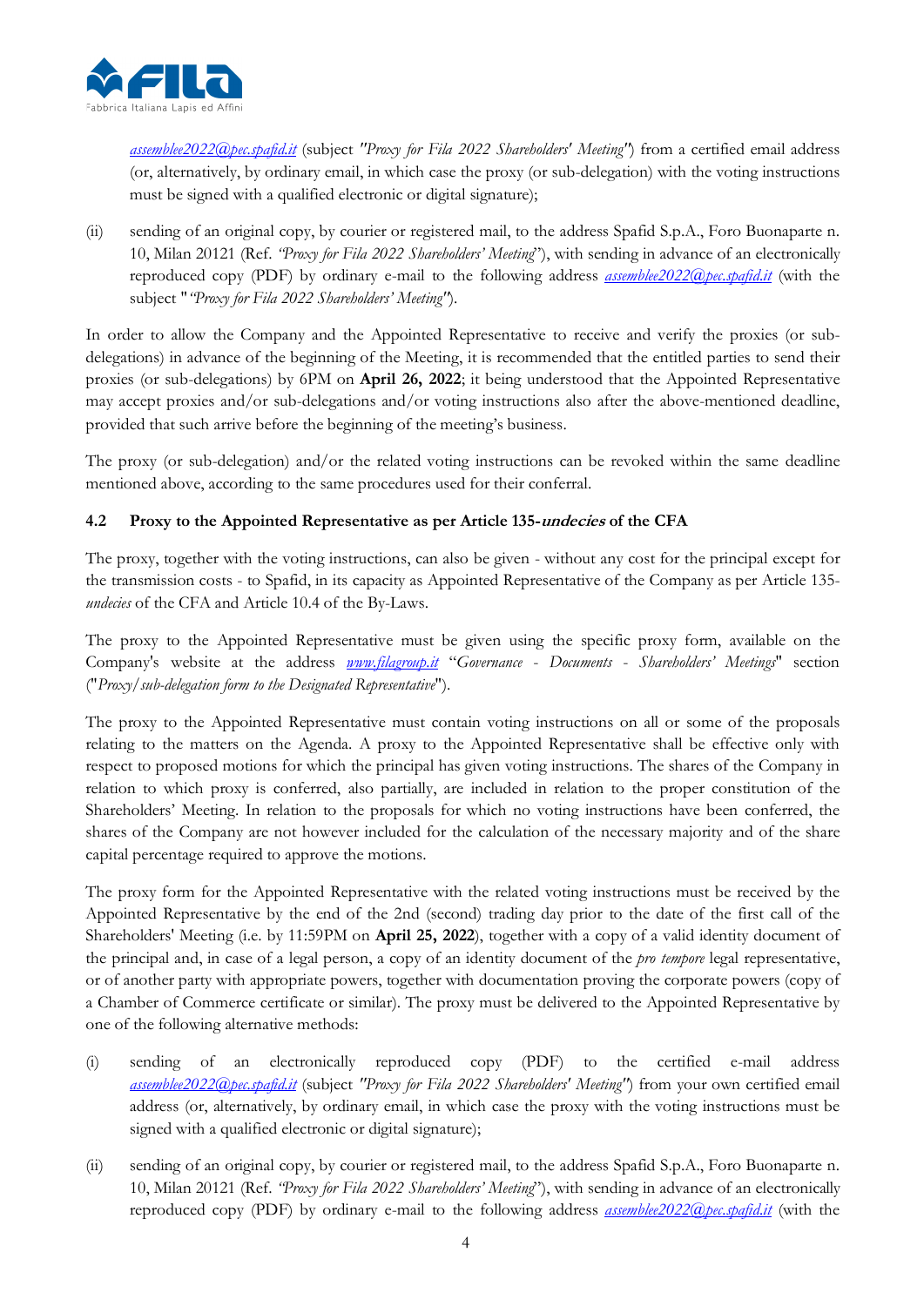*assemblee2022@pec.spafid.it* (subject *"Proxy for Fila 2022 Shareholders' Meeting"*) from a certified email address (or, alternatively, by ordinary email, in which case the proxy (or sub-delegation) with the voting instructions must be signed with a qualified electronic or digital signature);

(ii) sending of an original copy, by courier or registered mail, to the address Spafid S.p.A., Foro Buonaparte n. 10, Milan 20121 (Ref. *"Proxy for Fila 2022 Shareholders' Meeting"*), with sending in advance of an electronically reproduced copy (PDF) by ordinary e-mail to the following address *assemblee2022@pec.spafid.it* (with the subject "*"Proxy for Fila 2022 Shareholders' Meeting"*).

In order to allow the Company and the Appointed Representative to receive and verify the proxies (or sub-delegations) in advance of the beginning of the Meeting, it is recommended that the entitled parties to send their proxies (or sub-delegations) by 6PM on **April 26, 2022**; it being understood that the Appointed Representative may accept proxies and/or sub-delegations and/or voting instructions also after the above-mentioned deadline, provided that such arrive before the beginning of the meeting's business.

The proxy (or sub-delegation) and/or the related voting instructions can be revoked within the same deadline mentioned above, according to the same procedures used for their conferral.

### 4.2 Proxy to the Appointed Representative as per Article 135-*undecies* of the CFA

The proxy, together with the voting instructions, can also be given - without any cost for the principal except for the transmission costs - to Spafid, in its capacity as Appointed Representative of the Company as per Article 135-*undecies* of the CFA and Article 10.4 of the By-Laws.

The proxy to the Appointed Representative must be given using the specific proxy form, available on the Company's website at the address *www.filagroup.it* "*Governance - Documents - Shareholders' Meetings*" section ("*Proxy/sub-delegation form to the Designated Representative*").

The proxy to the Appointed Representative must contain voting instructions on all or some of the proposals relating to the matters on the Agenda. A proxy to the Appointed Representative shall be effective only with respect to proposed motions for which the principal has given voting instructions. The shares of the Company in relation to which proxy is conferred, also partially, are included in relation to the proper constitution of the Shareholders' Meeting. In relation to the proposals for which no voting instructions have been conferred, the shares of the Company are not however included for the calculation of the necessary majority and of the share capital percentage required to approve the motions.

The proxy form for the Appointed Representative with the related voting instructions must be received by the Appointed Representative by the end of the 2nd (second) trading day prior to the date of the first call of the Shareholders' Meeting (i.e. by 11:59PM on **April 25, 2022**), together with a copy of a valid identity document of the principal and, in case of a legal person, a copy of an identity document of the *pro tempore* legal representative, or of another party with appropriate powers, together with documentation proving the corporate powers (copy of a Chamber of Commerce certificate or similar). The proxy must be delivered to the Appointed Representative by one of the following alternative methods:

(i) sending of an electronically reproduced copy (PDF) to the certified e-mail address *assemblee2022@pec.spafid.it* (subject *"Proxy for Fila 2022 Shareholders' Meeting"*) from your own certified email address (or, alternatively, by ordinary email, in which case the proxy with the voting instructions must be signed with a qualified electronic or digital signature);

(ii) sending of an original copy, by courier or registered mail, to the address Spafid S.p.A., Foro Buonaparte n. 10, Milan 20121 (Ref. *"Proxy for Fila 2022 Shareholders' Meeting"*), with sending in advance of an electronically reproduced copy (PDF) by ordinary e-mail to the following address *assemblee2022@pec.spafid.it* (with the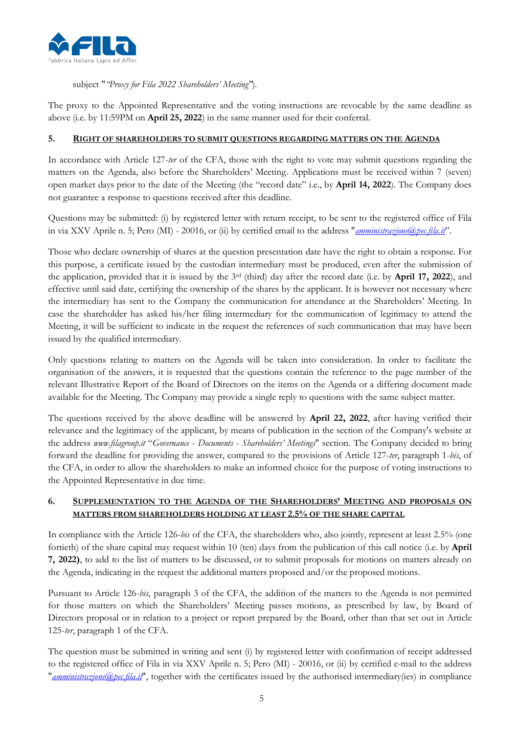subject "*"Proxy for Fila 2022 Shareholders' Meeting"*").

The proxy to the Appointed Representative and the voting instructions are revocable by the same deadline as above (i.e. by 11:59PM on **April 25, 2022**) in the same manner used for their conferral.

## 5. RIGHT OF SHAREHOLDERS TO SUBMIT QUESTIONS REGARDING MATTERS ON THE AGENDA

In accordance with Article 127-*ter* of the CFA, those with the right to vote may submit questions regarding the matters on the Agenda, also before the Shareholders' Meeting. Applications must be received within 7 (seven) open market days prior to the date of the Meeting (the "record date" i.e., by **April 14, 2022**). The Company does not guarantee a response to questions received after this deadline.

Questions may be submitted: (i) by registered letter with return receipt, to be sent to the registered office of Fila in via XXV Aprile n. 5; Pero (MI) - 20016, or (ii) by certified email to the address "*amministrazione@pec.fila.it*".

Those who declare ownership of shares at the question presentation date have the right to obtain a response. For this purpose, a certificate issued by the custodian intermediary must be produced, even after the submission of the application, provided that it is issued by the 3rd (third) day after the record date (i.e. by **April 17, 2022**), and effective until said date, certifying the ownership of the shares by the applicant. It is however not necessary where the intermediary has sent to the Company the communication for attendance at the Shareholders' Meeting. In case the shareholder has asked his/her filing intermediary for the communication of legitimacy to attend the Meeting, it will be sufficient to indicate in the request the references of such communication that may have been issued by the qualified intermediary.

Only questions relating to matters on the Agenda will be taken into consideration. In order to facilitate the organisation of the answers, it is requested that the questions contain the reference to the page number of the relevant Illustrative Report of the Board of Directors on the items on the Agenda or a differing document made available for the Meeting. The Company may provide a single reply to questions with the same subject matter.

The questions received by the above deadline will be answered by **April 22, 2022**, after having verified their relevance and the legitimacy of the applicant, by means of publication in the section of the Company's website at the address *www.filagroup.it* "*Governance - Documents - Shareholders' Meetings*" section. The Company decided to bring forward the deadline for providing the answer, compared to the provisions of Article 127-*ter*, paragraph 1-*bis*, of the CFA, in order to allow the shareholders to make an informed choice for the purpose of voting instructions to the Appointed Representative in due time.

## 6. SUPPLEMENTATION TO THE AGENDA OF THE SHAREHOLDERS' MEETING AND PROPOSALS ON MATTERS FROM SHAREHOLDERS HOLDING AT LEAST 2.5% OF THE SHARE CAPITAL

In compliance with the Article 126-*bis* of the CFA, the shareholders who, also jointly, represent at least 2.5% (one fortieth) of the share capital may request within 10 (ten) days from the publication of this call notice (i.e. by **April 7, 2022)**, to add to the list of matters to be discussed, or to submit proposals for motions on matters already on the Agenda, indicating in the request the additional matters proposed and/or the proposed motions.

Pursuant to Article 126-*bis*, paragraph 3 of the CFA, the addition of the matters to the Agenda is not permitted for those matters on which the Shareholders' Meeting passes motions, as prescribed by law, by Board of Directors proposal or in relation to a project or report prepared by the Board, other than that set out in Article 125-*ter*, paragraph 1 of the CFA.

The question must be submitted in writing and sent (i) by registered letter with confirmation of receipt addressed to the registered office of Fila in via XXV Aprile n. 5; Pero (MI) - 20016, or (ii) by certified e-mail to the address "*amministrazione@pec.fila.it*", together with the certificates issued by the authorised intermediary(ies) in compliance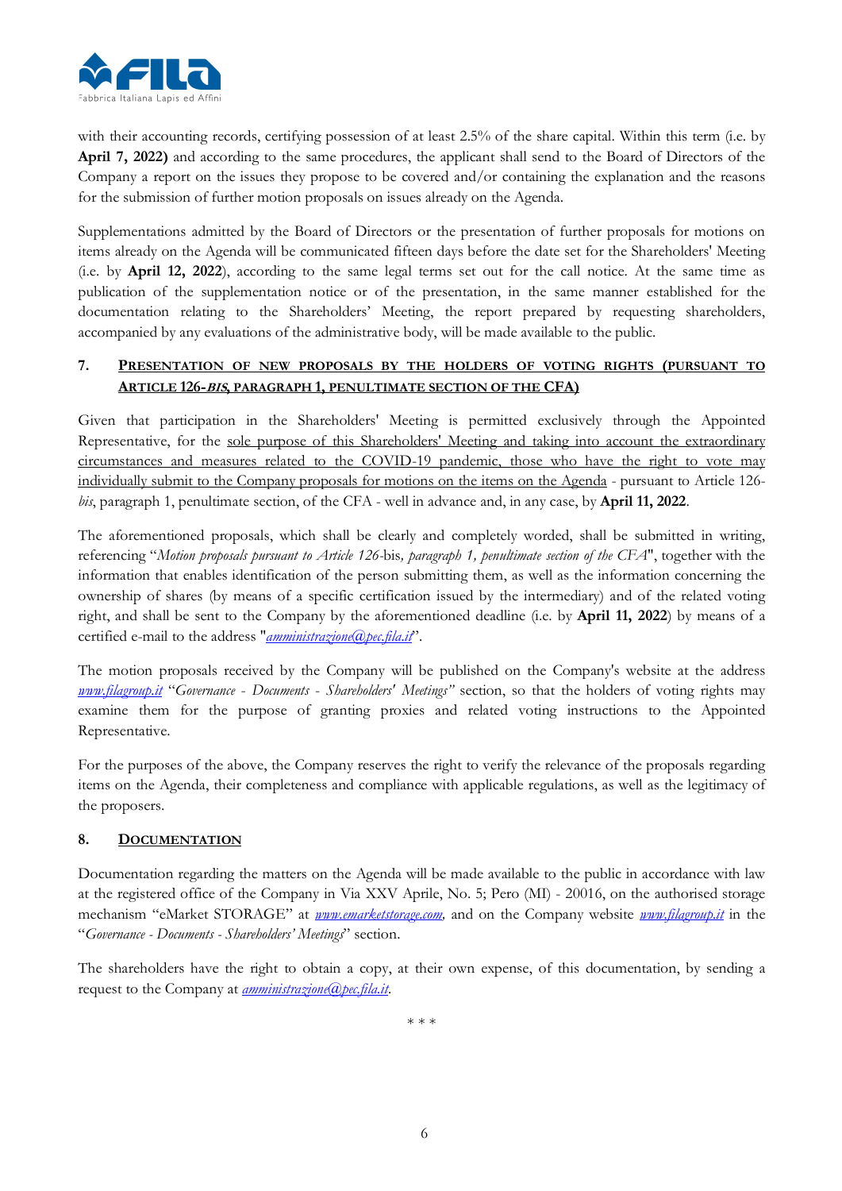with their accounting records, certifying possession of at least 2.5% of the share capital. Within this term (i.e. by **April 7, 2022)** and according to the same procedures, the applicant shall send to the Board of Directors of the Company a report on the issues they propose to be covered and/or containing the explanation and the reasons for the submission of further motion proposals on issues already on the Agenda.

Supplementations admitted by the Board of Directors or the presentation of further proposals for motions on items already on the Agenda will be communicated fifteen days before the date set for the Shareholders' Meeting (i.e. by **April 12, 2022**), according to the same legal terms set out for the call notice. At the same time as publication of the supplementation notice or of the presentation, in the same manner established for the documentation relating to the Shareholders' Meeting, the report prepared by requesting shareholders, accompanied by any evaluations of the administrative body, will be made available to the public.

## 7. PRESENTATION OF NEW PROPOSALS BY THE HOLDERS OF VOTING RIGHTS (PURSUANT TO ARTICLE 126-*BIS*, PARAGRAPH 1, PENULTIMATE SECTION OF THE CFA)

Given that participation in the Shareholders' Meeting is permitted exclusively through the Appointed Representative, for the sole purpose of this Shareholders' Meeting and taking into account the extraordinary circumstances and measures related to the COVID-19 pandemic, those who have the right to vote may individually submit to the Company proposals for motions on the items on the Agenda - pursuant to Article 126-*bis*, paragraph 1, penultimate section, of the CFA - well in advance and, in any case, by **April 11, 2022**.

The aforementioned proposals, which shall be clearly and completely worded, shall be submitted in writing, referencing "*Motion proposals pursuant to Article 126-*bis*, paragraph 1, penultimate section of the CFA*", together with the information that enables identification of the person submitting them, as well as the information concerning the ownership of shares (by means of a specific certification issued by the intermediary) and of the related voting right, and shall be sent to the Company by the aforementioned deadline (i.e. by **April 11, 2022**) by means of a certified e-mail to the address "*amministrazione@pec.fila.it*".

The motion proposals received by the Company will be published on the Company's website at the address *www.filagroup.it* "*Governance - Documents - Shareholders' Meetings*" section, so that the holders of voting rights may examine them for the purpose of granting proxies and related voting instructions to the Appointed Representative.

For the purposes of the above, the Company reserves the right to verify the relevance of the proposals regarding items on the Agenda, their completeness and compliance with applicable regulations, as well as the legitimacy of the proposers.

## 8. DOCUMENTATION

Documentation regarding the matters on the Agenda will be made available to the public in accordance with law at the registered office of the Company in Via XXV Aprile, No. 5; Pero (MI) - 20016, on the authorised storage mechanism "eMarket STORAGE" at *www.emarketstorage.com*, and on the Company website *www.filagroup.it* in the "*Governance - Documents - Shareholders' Meetings*" section.

The shareholders have the right to obtain a copy, at their own expense, of this documentation, by sending a request to the Company at *amministrazione@pec.fila.it*.

\* \* \*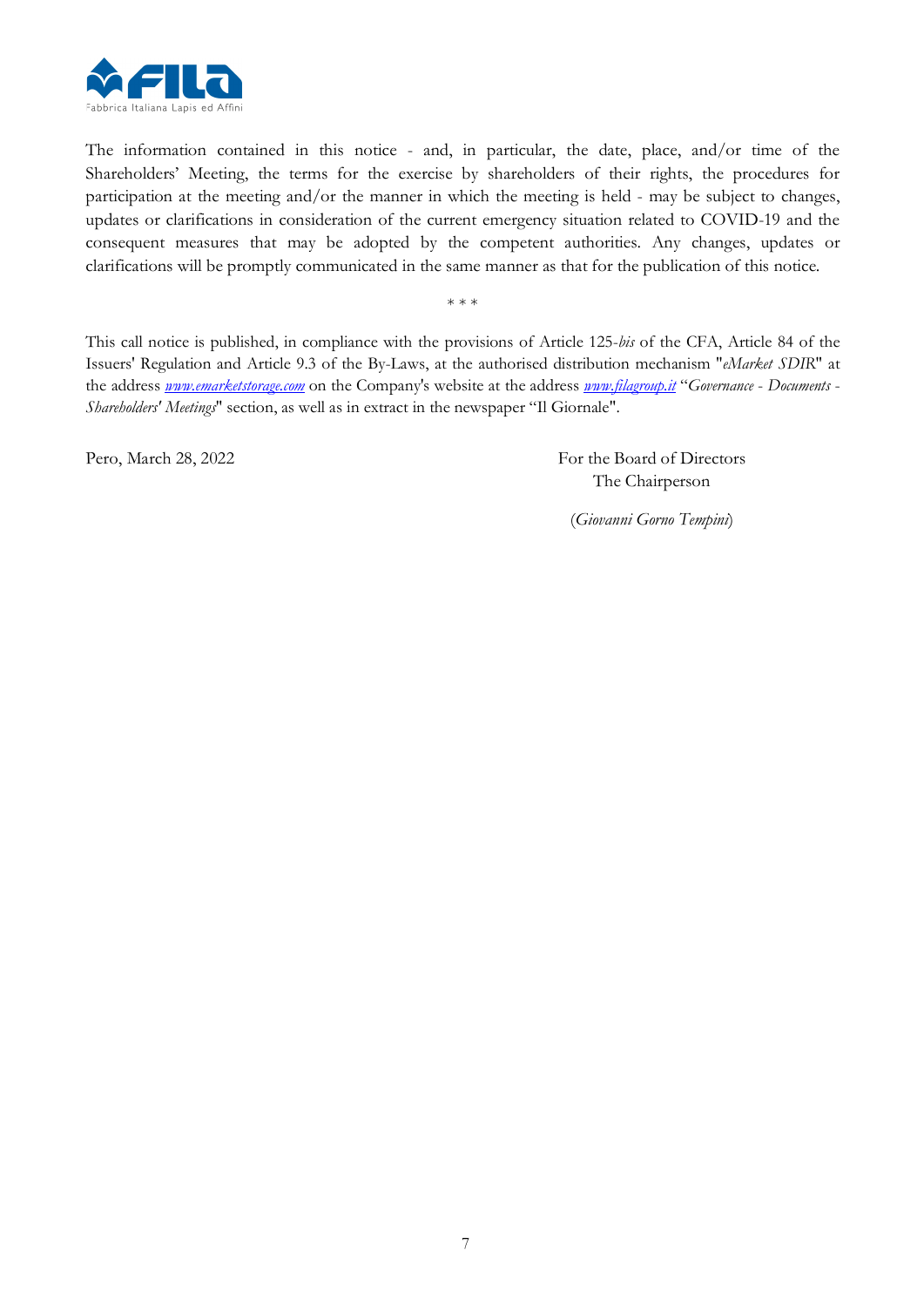The information contained in this notice - and, in particular, the date, place, and/or time of the Shareholders' Meeting, the terms for the exercise by shareholders of their rights, the procedures for participation at the meeting and/or the manner in which the meeting is held - may be subject to changes, updates or clarifications in consideration of the current emergency situation related to COVID-19 and the consequent measures that may be adopted by the competent authorities. Any changes, updates or clarifications will be promptly communicated in the same manner as that for the publication of this notice.

\* \* \*

This call notice is published, in compliance with the provisions of Article 125-*bis* of the CFA, Article 84 of the Issuers' Regulation and Article 9.3 of the By-Laws, at the authorised distribution mechanism "*eMarket SDIR*" at the address *www.emarketstorage.com* on the Company's website at the address *www.filagroup.it* "*Governance - Documents - Shareholders' Meetings*" section, as well as in extract in the newspaper "Il Giornale".

Pero, March 28, 2022

For the Board of Directors
The Chairperson

(*Giovanni Gorno Tempini*)